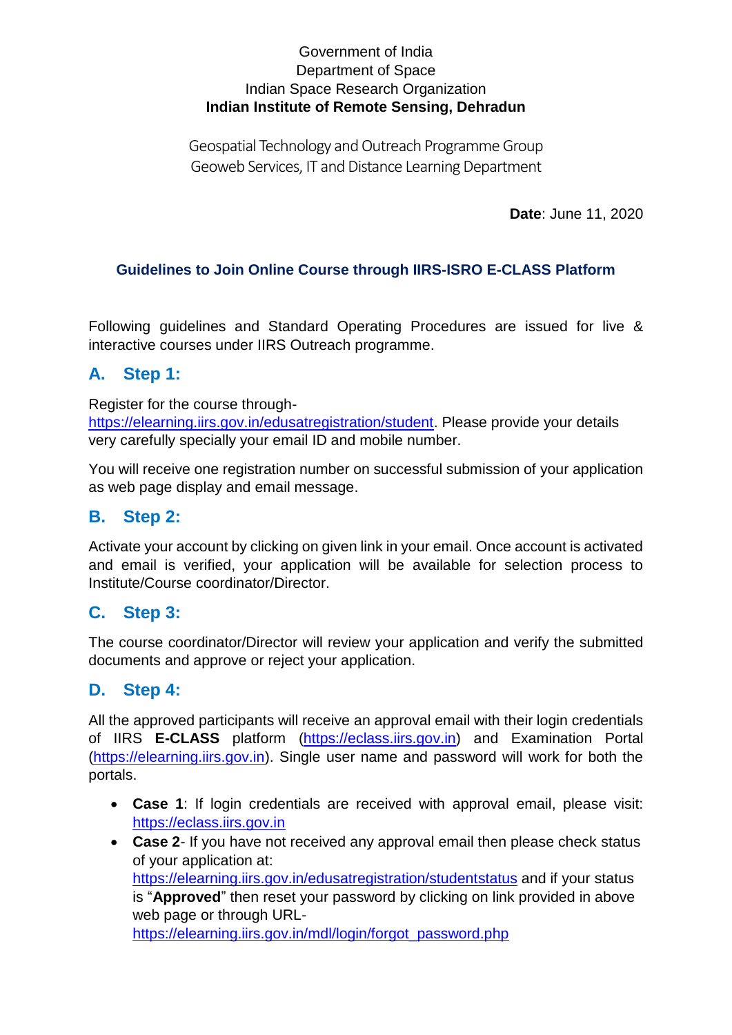Government of India
Department of Space
Indian Space Research Organization
**Indian Institute of Remote Sensing, Dehradun**

Geospatial Technology and Outreach Programme Group
Geoweb Services, IT and Distance Learning Department

**Date**: June 11, 2020

## Guidelines to Join Online Course through IIRS-ISRO E-CLASS Platform

Following guidelines and Standard Operating Procedures are issued for live & interactive courses under IIRS Outreach programme.

### A. Step 1:

Register for the course through- https://elearning.iirs.gov.in/edusatregistration/student. Please provide your details very carefully specially your email ID and mobile number.

You will receive one registration number on successful submission of your application as web page display and email message.

### B. Step 2:

Activate your account by clicking on given link in your email. Once account is activated and email is verified, your application will be available for selection process to Institute/Course coordinator/Director.

### C. Step 3:

The course coordinator/Director will review your application and verify the submitted documents and approve or reject your application.

### D. Step 4:

All the approved participants will receive an approval email with their login credentials of IIRS **E-CLASS** platform (https://eclass.iirs.gov.in) and Examination Portal (https://elearning.iirs.gov.in). Single user name and password will work for both the portals.

- **Case 1**: If login credentials are received with approval email, please visit: https://eclass.iirs.gov.in
- **Case 2**- If you have not received any approval email then please check status of your application at: https://elearning.iirs.gov.in/edusatregistration/studentstatus and if your status is "**Approved**" then reset your password by clicking on link provided in above web page or through URL- https://elearning.iirs.gov.in/mdl/login/forgot_password.php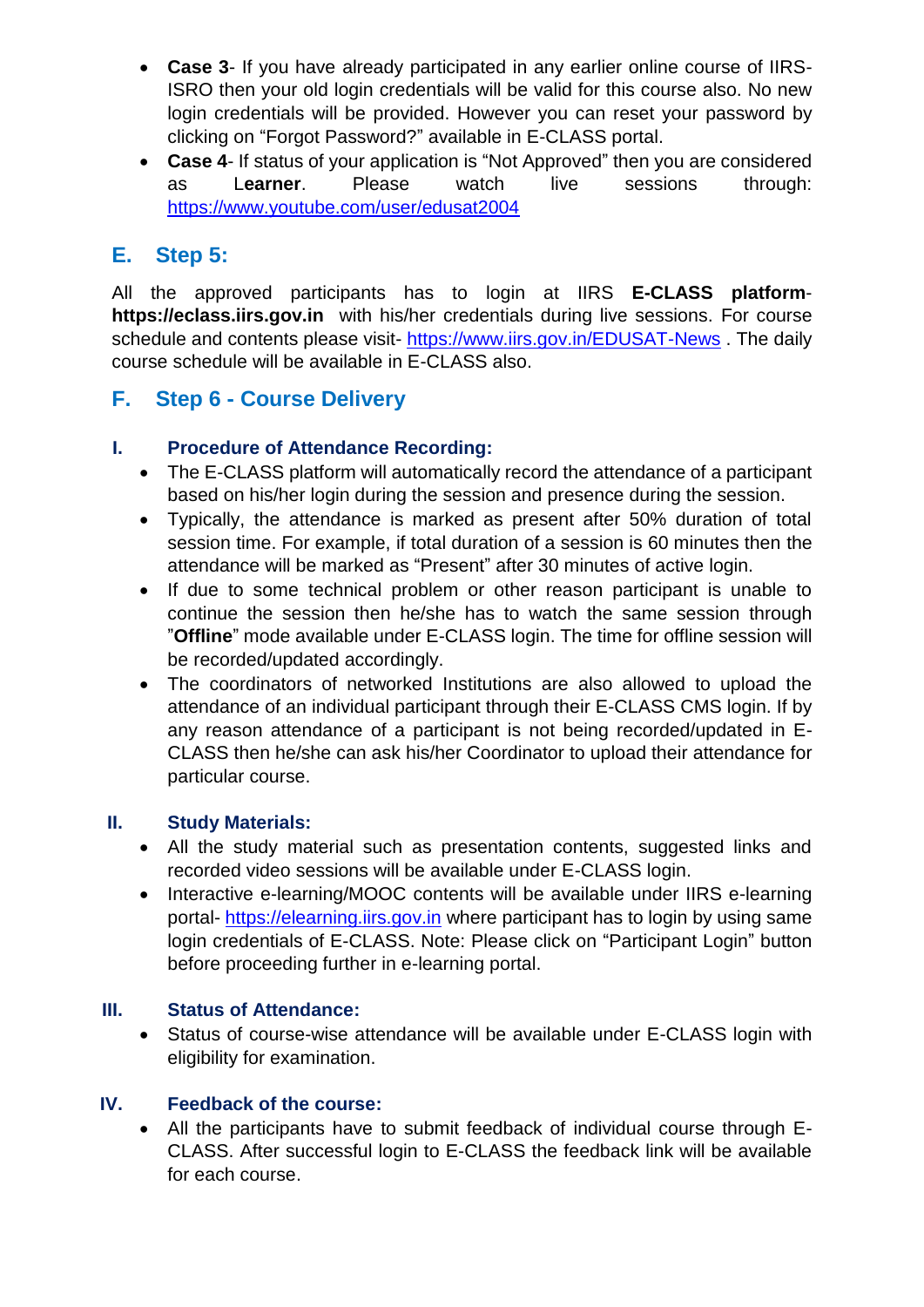- **Case 3**- If you have already participated in any earlier online course of IIRS-ISRO then your old login credentials will be valid for this course also. No new login credentials will be provided. However you can reset your password by clicking on "Forgot Password?" available in E-CLASS portal.
- **Case 4**- If status of your application is "Not Approved" then you are considered as **Learner**. Please watch live sessions through: https://www.youtube.com/user/edusat2004

## E. Step 5:

All the approved participants has to login at IIRS **E-CLASS platform**- **https://eclass.iirs.gov.in** with his/her credentials during live sessions. For course schedule and contents please visit- https://www.iirs.gov.in/EDUSAT-News . The daily course schedule will be available in E-CLASS also.

## F. Step 6 - Course Delivery

### I. Procedure of Attendance Recording:

- The E-CLASS platform will automatically record the attendance of a participant based on his/her login during the session and presence during the session.
- Typically, the attendance is marked as present after 50% duration of total session time. For example, if total duration of a session is 60 minutes then the attendance will be marked as "Present" after 30 minutes of active login.
- If due to some technical problem or other reason participant is unable to continue the session then he/she has to watch the same session through "**Offline**" mode available under E-CLASS login. The time for offline session will be recorded/updated accordingly.
- The coordinators of networked Institutions are also allowed to upload the attendance of an individual participant through their E-CLASS CMS login. If by any reason attendance of a participant is not being recorded/updated in E-CLASS then he/she can ask his/her Coordinator to upload their attendance for particular course.

### II. Study Materials:

- All the study material such as presentation contents, suggested links and recorded video sessions will be available under E-CLASS login.
- Interactive e-learning/MOOC contents will be available under IIRS e-learning portal- https://elearning.iirs.gov.in where participant has to login by using same login credentials of E-CLASS. Note: Please click on "Participant Login" button before proceeding further in e-learning portal.

### III. Status of Attendance:

- Status of course-wise attendance will be available under E-CLASS login with eligibility for examination.

### IV. Feedback of the course:

- All the participants have to submit feedback of individual course through E-CLASS. After successful login to E-CLASS the feedback link will be available for each course.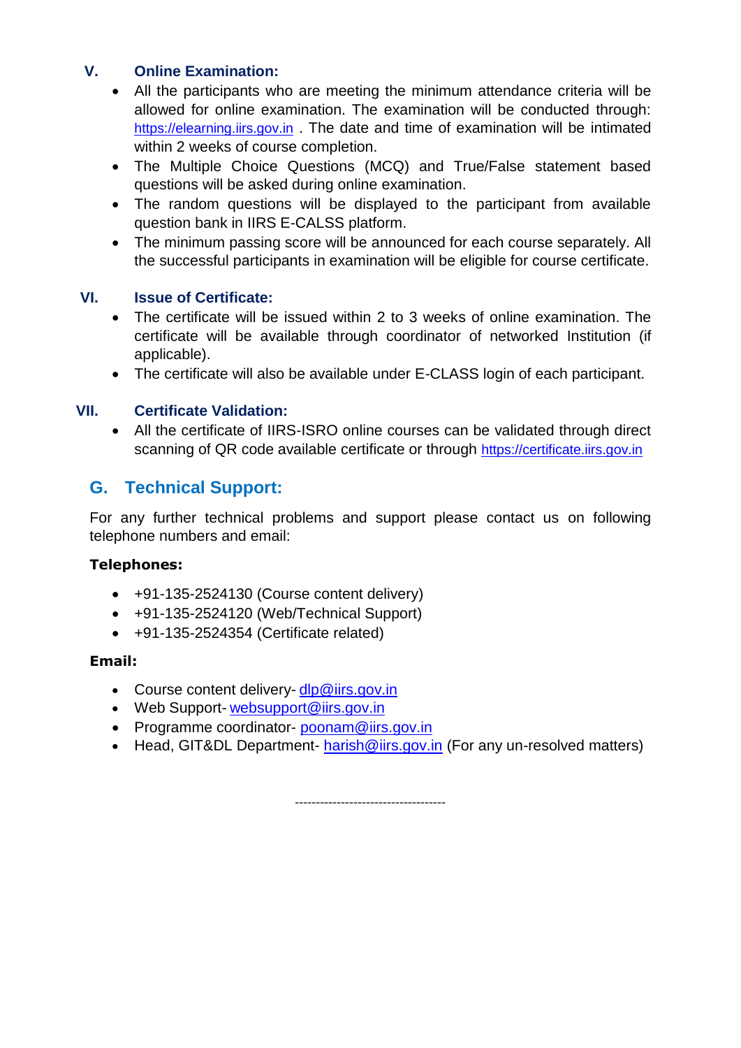### V. Online Examination:

- All the participants who are meeting the minimum attendance criteria will be allowed for online examination. The examination will be conducted through: https://elearning.iirs.gov.in . The date and time of examination will be intimated within 2 weeks of course completion.
- The Multiple Choice Questions (MCQ) and True/False statement based questions will be asked during online examination.
- The random questions will be displayed to the participant from available question bank in IIRS E-CALSS platform.
- The minimum passing score will be announced for each course separately. All the successful participants in examination will be eligible for course certificate.

### VI. Issue of Certificate:

- The certificate will be issued within 2 to 3 weeks of online examination. The certificate will be available through coordinator of networked Institution (if applicable).
- The certificate will also be available under E-CLASS login of each participant.

### VII. Certificate Validation:

- All the certificate of IIRS-ISRO online courses can be validated through direct scanning of QR code available certificate or through https://certificate.iirs.gov.in

## G. Technical Support:

For any further technical problems and support please contact us on following telephone numbers and email:

**Telephones:**

- +91-135-2524130 (Course content delivery)
- +91-135-2524120 (Web/Technical Support)
- +91-135-2524354 (Certificate related)

**Email:**

- Course content delivery- dlp@iirs.gov.in
- Web Support- websupport@iirs.gov.in
- Programme coordinator- poonam@iirs.gov.in
- Head, GIT&DL Department- harish@iirs.gov.in (For any un-resolved matters)

-----------------------------------